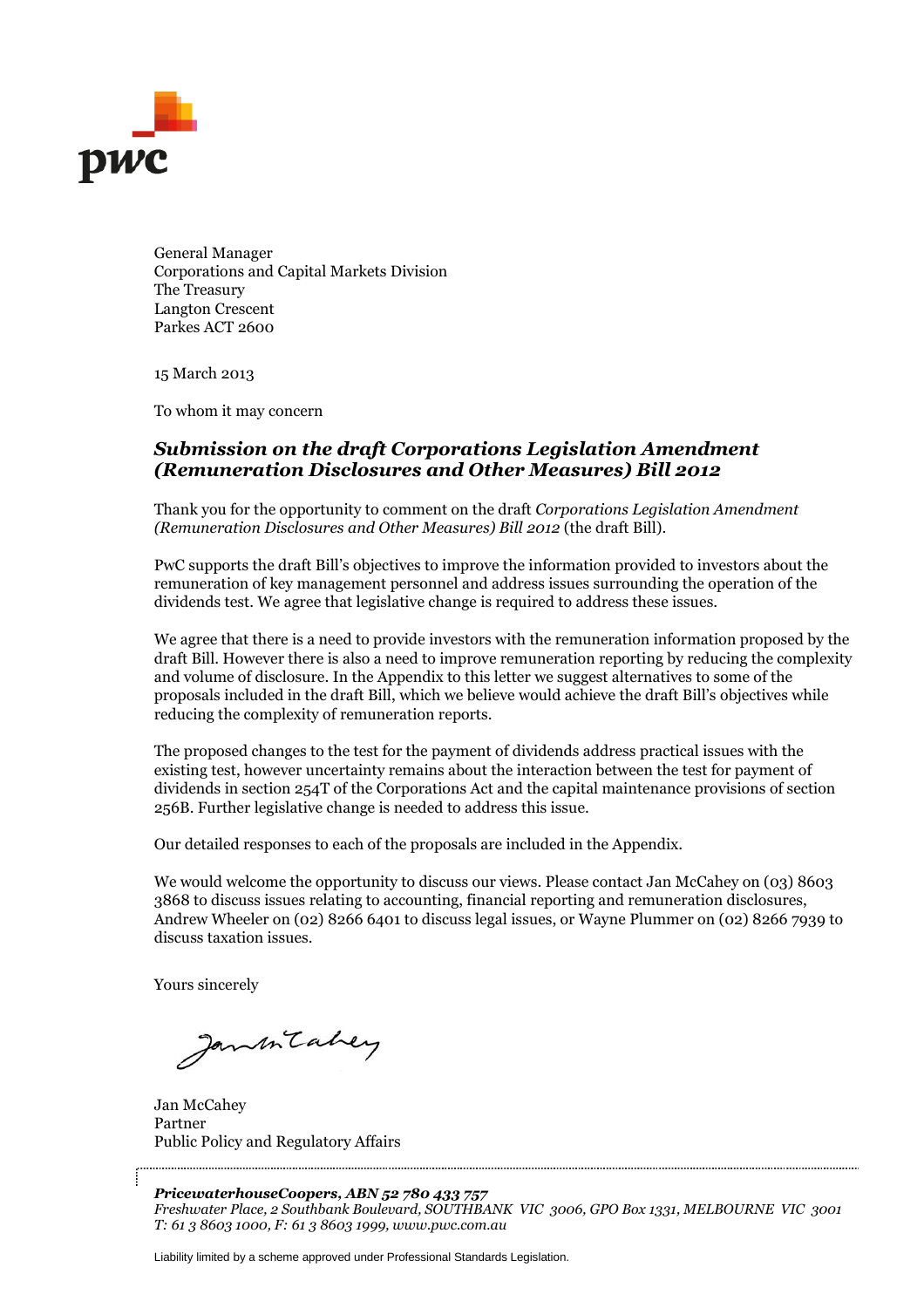General Manager
Corporations and Capital Markets Division
The Treasury
Langton Crescent
Parkes ACT 2600

15 March 2013

To whom it may concern

## *Submission on the draft Corporations Legislation Amendment (Remuneration Disclosures and Other Measures) Bill 2012*

Thank you for the opportunity to comment on the draft *Corporations Legislation Amendment (Remuneration Disclosures and Other Measures) Bill 2012* (the draft Bill).

PwC supports the draft Bill's objectives to improve the information provided to investors about the remuneration of key management personnel and address issues surrounding the operation of the dividends test. We agree that legislative change is required to address these issues.

We agree that there is a need to provide investors with the remuneration information proposed by the draft Bill. However there is also a need to improve remuneration reporting by reducing the complexity and volume of disclosure. In the Appendix to this letter we suggest alternatives to some of the proposals included in the draft Bill, which we believe would achieve the draft Bill's objectives while reducing the complexity of remuneration reports.

The proposed changes to the test for the payment of dividends address practical issues with the existing test, however uncertainty remains about the interaction between the test for payment of dividends in section 254T of the Corporations Act and the capital maintenance provisions of section 256B. Further legislative change is needed to address this issue.

Our detailed responses to each of the proposals are included in the Appendix.

We would welcome the opportunity to discuss our views. Please contact Jan McCahey on (03) 8603 3868 to discuss issues relating to accounting, financial reporting and remuneration disclosures, Andrew Wheeler on (02) 8266 6401 to discuss legal issues, or Wayne Plummer on (02) 8266 7939 to discuss taxation issues.

Yours sincerely

Jan McCahey
Partner
Public Policy and Regulatory Affairs

***PricewaterhouseCoopers, ABN 52 780 433 757***
*Freshwater Place, 2 Southbank Boulevard, SOUTHBANK VIC 3006, GPO Box 1331, MELBOURNE VIC 3001*
*T: 61 3 8603 1000, F: 61 3 8603 1999, www.pwc.com.au*

Liability limited by a scheme approved under Professional Standards Legislation.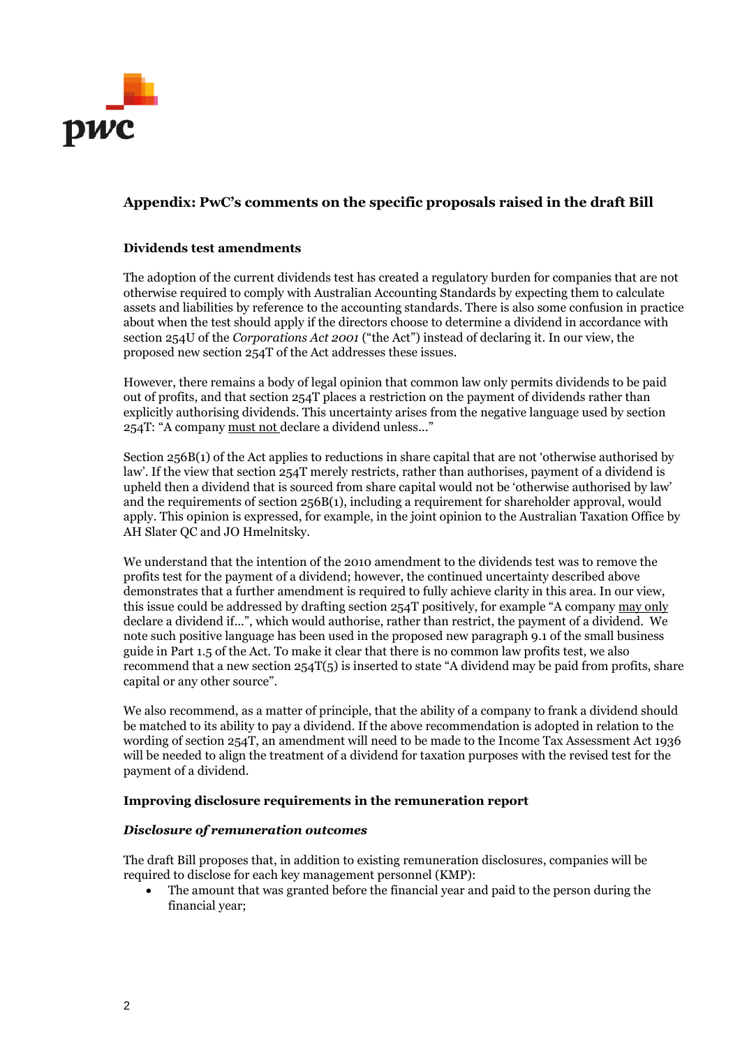## Appendix: PwC's comments on the specific proposals raised in the draft Bill

### Dividends test amendments

The adoption of the current dividends test has created a regulatory burden for companies that are not otherwise required to comply with Australian Accounting Standards by expecting them to calculate assets and liabilities by reference to the accounting standards. There is also some confusion in practice about when the test should apply if the directors choose to determine a dividend in accordance with section 254U of the *Corporations Act 2001* ("the Act") instead of declaring it. In our view, the proposed new section 254T of the Act addresses these issues.

However, there remains a body of legal opinion that common law only permits dividends to be paid out of profits, and that section 254T places a restriction on the payment of dividends rather than explicitly authorising dividends. This uncertainty arises from the negative language used by section 254T: "A company must not declare a dividend unless..."

Section 256B(1) of the Act applies to reductions in share capital that are not 'otherwise authorised by law'. If the view that section 254T merely restricts, rather than authorises, payment of a dividend is upheld then a dividend that is sourced from share capital would not be 'otherwise authorised by law' and the requirements of section 256B(1), including a requirement for shareholder approval, would apply. This opinion is expressed, for example, in the joint opinion to the Australian Taxation Office by AH Slater QC and JO Hmelnitsky.

We understand that the intention of the 2010 amendment to the dividends test was to remove the profits test for the payment of a dividend; however, the continued uncertainty described above demonstrates that a further amendment is required to fully achieve clarity in this area. In our view, this issue could be addressed by drafting section 254T positively, for example "A company may only declare a dividend if...", which would authorise, rather than restrict, the payment of a dividend. We note such positive language has been used in the proposed new paragraph 9.1 of the small business guide in Part 1.5 of the Act. To make it clear that there is no common law profits test, we also recommend that a new section 254T(5) is inserted to state "A dividend may be paid from profits, share capital or any other source".

We also recommend, as a matter of principle, that the ability of a company to frank a dividend should be matched to its ability to pay a dividend. If the above recommendation is adopted in relation to the wording of section 254T, an amendment will need to be made to the Income Tax Assessment Act 1936 will be needed to align the treatment of a dividend for taxation purposes with the revised test for the payment of a dividend.

### Improving disclosure requirements in the remuneration report

#### *Disclosure of remuneration outcomes*

The draft Bill proposes that, in addition to existing remuneration disclosures, companies will be required to disclose for each key management personnel (KMP):

- The amount that was granted before the financial year and paid to the person during the financial year;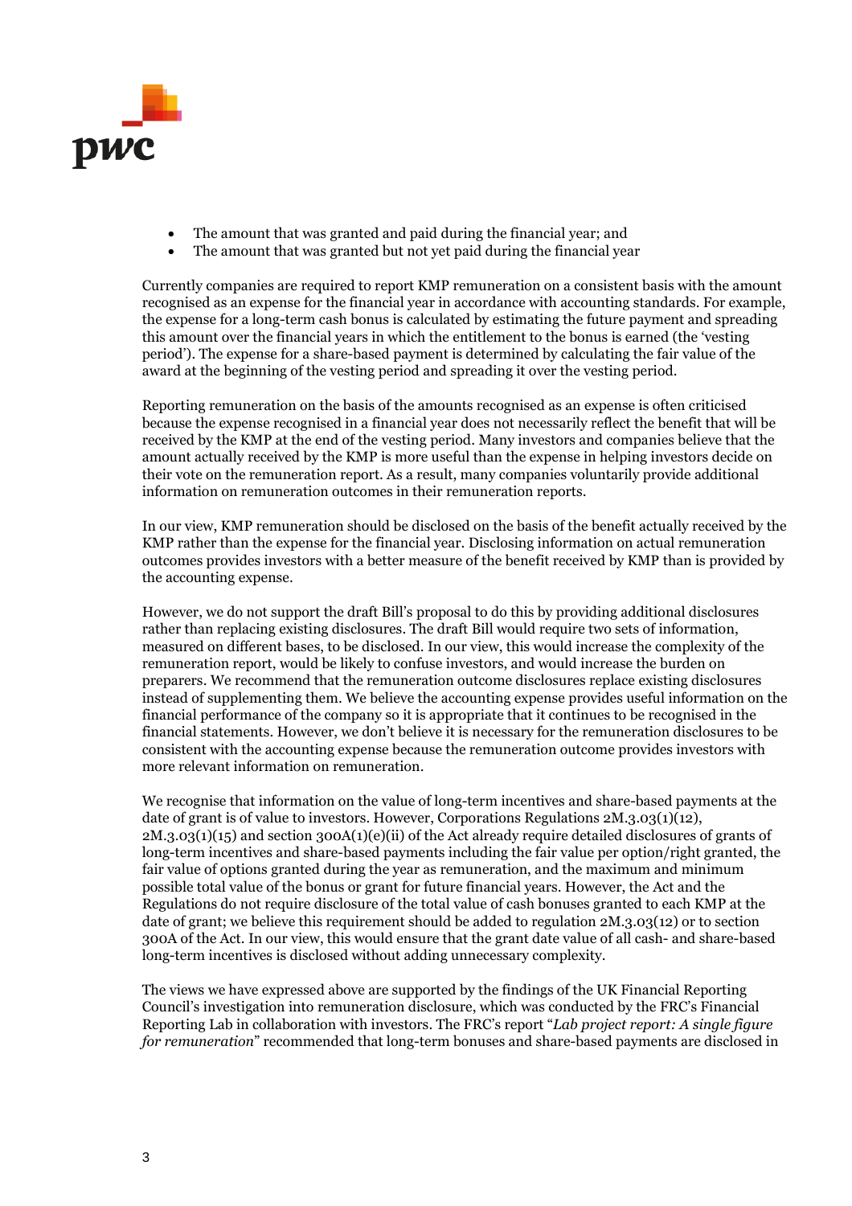- The amount that was granted and paid during the financial year; and
- The amount that was granted but not yet paid during the financial year

Currently companies are required to report KMP remuneration on a consistent basis with the amount recognised as an expense for the financial year in accordance with accounting standards. For example, the expense for a long-term cash bonus is calculated by estimating the future payment and spreading this amount over the financial years in which the entitlement to the bonus is earned (the 'vesting period'). The expense for a share-based payment is determined by calculating the fair value of the award at the beginning of the vesting period and spreading it over the vesting period.

Reporting remuneration on the basis of the amounts recognised as an expense is often criticised because the expense recognised in a financial year does not necessarily reflect the benefit that will be received by the KMP at the end of the vesting period. Many investors and companies believe that the amount actually received by the KMP is more useful than the expense in helping investors decide on their vote on the remuneration report. As a result, many companies voluntarily provide additional information on remuneration outcomes in their remuneration reports.

In our view, KMP remuneration should be disclosed on the basis of the benefit actually received by the KMP rather than the expense for the financial year. Disclosing information on actual remuneration outcomes provides investors with a better measure of the benefit received by KMP than is provided by the accounting expense.

However, we do not support the draft Bill's proposal to do this by providing additional disclosures rather than replacing existing disclosures. The draft Bill would require two sets of information, measured on different bases, to be disclosed. In our view, this would increase the complexity of the remuneration report, would be likely to confuse investors, and would increase the burden on preparers. We recommend that the remuneration outcome disclosures replace existing disclosures instead of supplementing them. We believe the accounting expense provides useful information on the financial performance of the company so it is appropriate that it continues to be recognised in the financial statements. However, we don't believe it is necessary for the remuneration disclosures to be consistent with the accounting expense because the remuneration outcome provides investors with more relevant information on remuneration.

We recognise that information on the value of long-term incentives and share-based payments at the date of grant is of value to investors. However, Corporations Regulations 2M.3.03(1)(12), 2M.3.03(1)(15) and section 300A(1)(e)(ii) of the Act already require detailed disclosures of grants of long-term incentives and share-based payments including the fair value per option/right granted, the fair value of options granted during the year as remuneration, and the maximum and minimum possible total value of the bonus or grant for future financial years. However, the Act and the Regulations do not require disclosure of the total value of cash bonuses granted to each KMP at the date of grant; we believe this requirement should be added to regulation 2M.3.03(12) or to section 300A of the Act. In our view, this would ensure that the grant date value of all cash- and share-based long-term incentives is disclosed without adding unnecessary complexity.

The views we have expressed above are supported by the findings of the UK Financial Reporting Council's investigation into remuneration disclosure, which was conducted by the FRC's Financial Reporting Lab in collaboration with investors. The FRC's report "*Lab project report: A single figure for remuneration*" recommended that long-term bonuses and share-based payments are disclosed in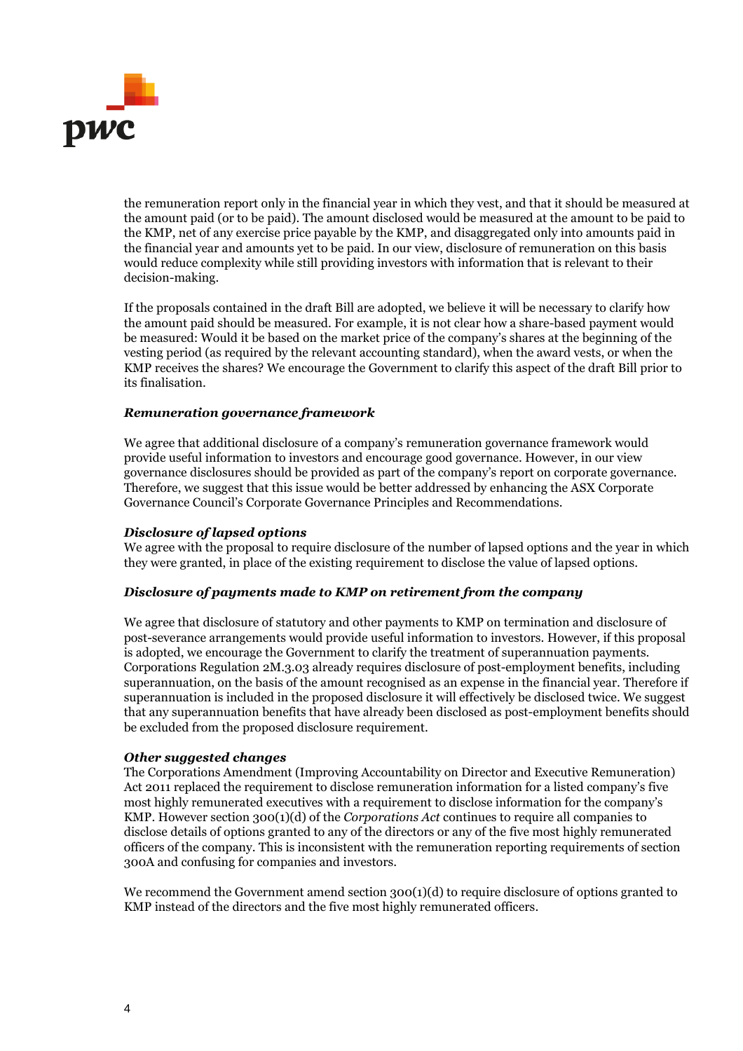the remuneration report only in the financial year in which they vest, and that it should be measured at the amount paid (or to be paid). The amount disclosed would be measured at the amount to be paid to the KMP, net of any exercise price payable by the KMP, and disaggregated only into amounts paid in the financial year and amounts yet to be paid. In our view, disclosure of remuneration on this basis would reduce complexity while still providing investors with information that is relevant to their decision-making.

If the proposals contained in the draft Bill are adopted, we believe it will be necessary to clarify how the amount paid should be measured. For example, it is not clear how a share-based payment would be measured: Would it be based on the market price of the company's shares at the beginning of the vesting period (as required by the relevant accounting standard), when the award vests, or when the KMP receives the shares? We encourage the Government to clarify this aspect of the draft Bill prior to its finalisation.

***Remuneration governance framework***

We agree that additional disclosure of a company's remuneration governance framework would provide useful information to investors and encourage good governance. However, in our view governance disclosures should be provided as part of the company's report on corporate governance. Therefore, we suggest that this issue would be better addressed by enhancing the ASX Corporate Governance Council's Corporate Governance Principles and Recommendations.

***Disclosure of lapsed options***

We agree with the proposal to require disclosure of the number of lapsed options and the year in which they were granted, in place of the existing requirement to disclose the value of lapsed options.

***Disclosure of payments made to KMP on retirement from the company***

We agree that disclosure of statutory and other payments to KMP on termination and disclosure of post-severance arrangements would provide useful information to investors. However, if this proposal is adopted, we encourage the Government to clarify the treatment of superannuation payments. Corporations Regulation 2M.3.03 already requires disclosure of post-employment benefits, including superannuation, on the basis of the amount recognised as an expense in the financial year. Therefore if superannuation is included in the proposed disclosure it will effectively be disclosed twice. We suggest that any superannuation benefits that have already been disclosed as post-employment benefits should be excluded from the proposed disclosure requirement.

***Other suggested changes***

The Corporations Amendment (Improving Accountability on Director and Executive Remuneration) Act 2011 replaced the requirement to disclose remuneration information for a listed company's five most highly remunerated executives with a requirement to disclose information for the company's KMP. However section 300(1)(d) of the *Corporations Act* continues to require all companies to disclose details of options granted to any of the directors or any of the five most highly remunerated officers of the company. This is inconsistent with the remuneration reporting requirements of section 300A and confusing for companies and investors.

We recommend the Government amend section 300(1)(d) to require disclosure of options granted to KMP instead of the directors and the five most highly remunerated officers.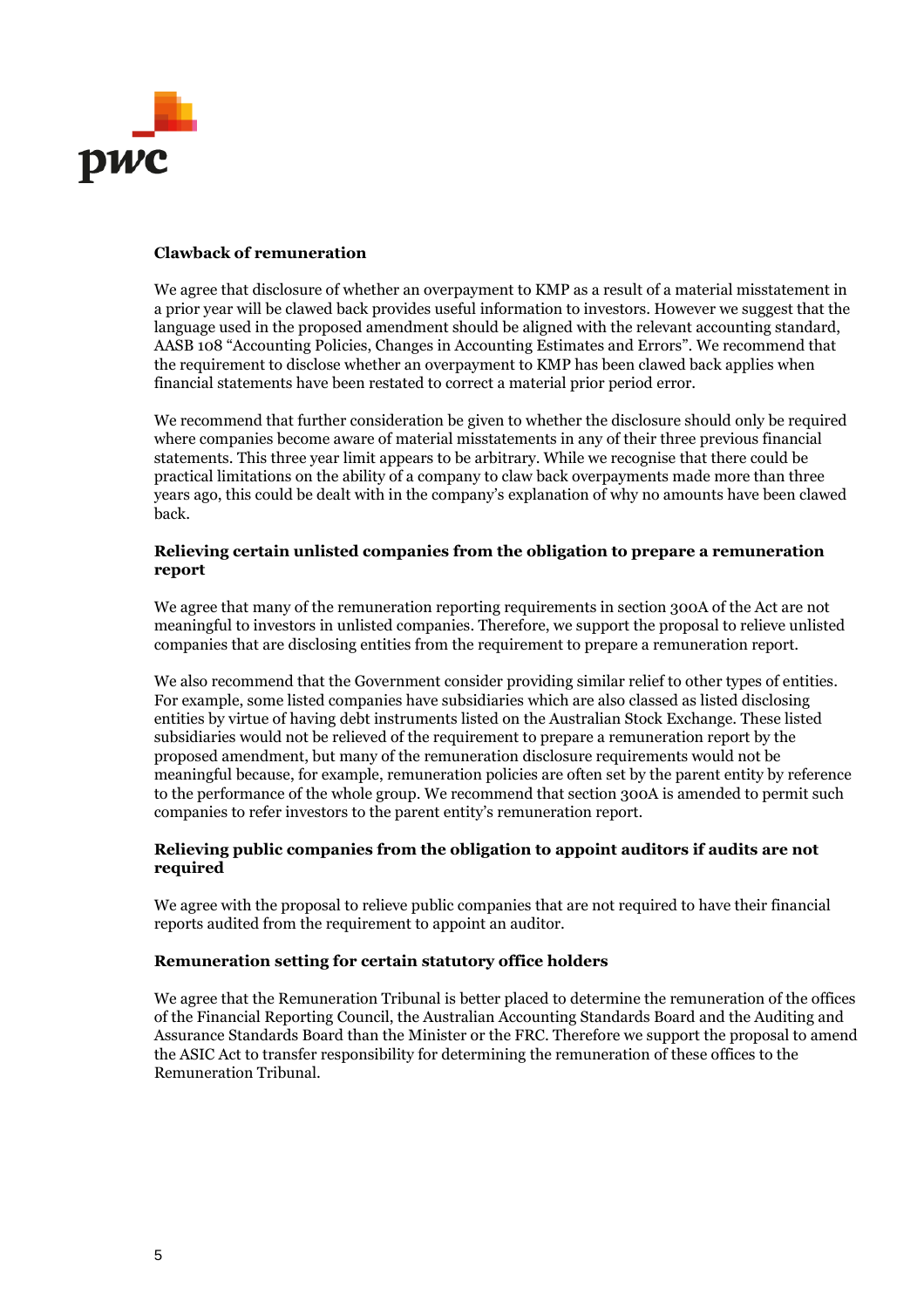**Clawback of remuneration**

We agree that disclosure of whether an overpayment to KMP as a result of a material misstatement in a prior year will be clawed back provides useful information to investors. However we suggest that the language used in the proposed amendment should be aligned with the relevant accounting standard, AASB 108 "Accounting Policies, Changes in Accounting Estimates and Errors". We recommend that the requirement to disclose whether an overpayment to KMP has been clawed back applies when financial statements have been restated to correct a material prior period error.

We recommend that further consideration be given to whether the disclosure should only be required where companies become aware of material misstatements in any of their three previous financial statements. This three year limit appears to be arbitrary. While we recognise that there could be practical limitations on the ability of a company to claw back overpayments made more than three years ago, this could be dealt with in the company's explanation of why no amounts have been clawed back.

**Relieving certain unlisted companies from the obligation to prepare a remuneration report**

We agree that many of the remuneration reporting requirements in section 300A of the Act are not meaningful to investors in unlisted companies. Therefore, we support the proposal to relieve unlisted companies that are disclosing entities from the requirement to prepare a remuneration report.

We also recommend that the Government consider providing similar relief to other types of entities. For example, some listed companies have subsidiaries which are also classed as listed disclosing entities by virtue of having debt instruments listed on the Australian Stock Exchange. These listed subsidiaries would not be relieved of the requirement to prepare a remuneration report by the proposed amendment, but many of the remuneration disclosure requirements would not be meaningful because, for example, remuneration policies are often set by the parent entity by reference to the performance of the whole group. We recommend that section 300A is amended to permit such companies to refer investors to the parent entity's remuneration report.

**Relieving public companies from the obligation to appoint auditors if audits are not required**

We agree with the proposal to relieve public companies that are not required to have their financial reports audited from the requirement to appoint an auditor.

**Remuneration setting for certain statutory office holders**

We agree that the Remuneration Tribunal is better placed to determine the remuneration of the offices of the Financial Reporting Council, the Australian Accounting Standards Board and the Auditing and Assurance Standards Board than the Minister or the FRC. Therefore we support the proposal to amend the ASIC Act to transfer responsibility for determining the remuneration of these offices to the Remuneration Tribunal.